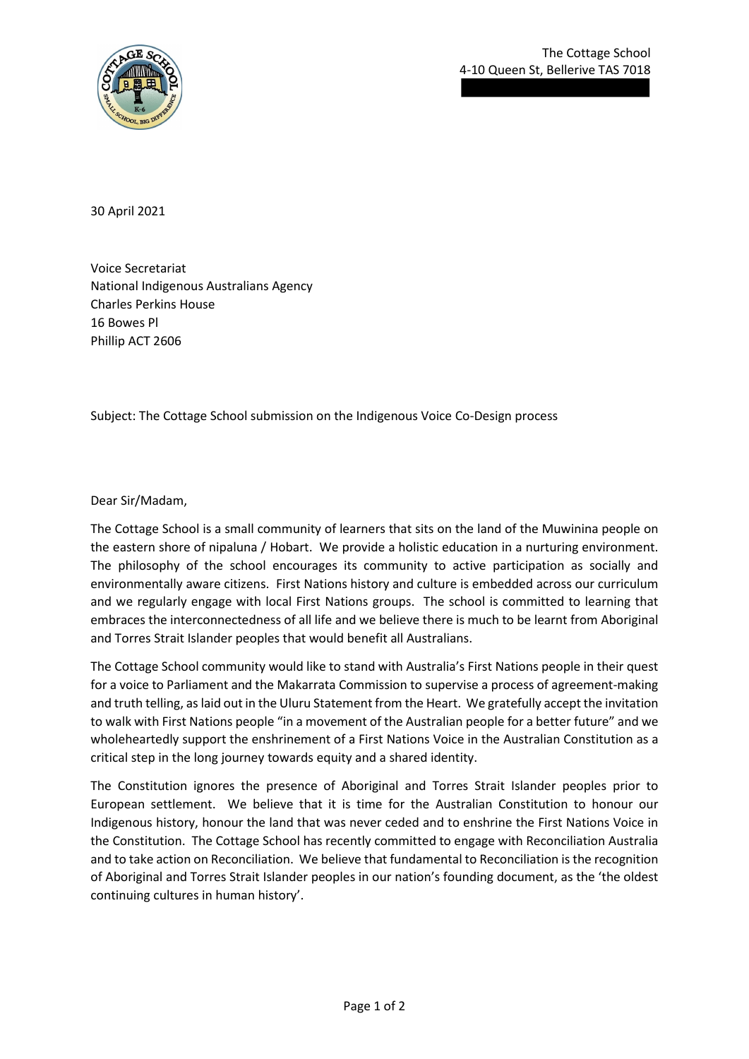The Cottage School
4-10 Queen St, Bellerive TAS 7018

30 April 2021

Voice Secretariat
National Indigenous Australians Agency
Charles Perkins House
16 Bowes Pl
Phillip ACT 2606

Subject: The Cottage School submission on the Indigenous Voice Co-Design process

Dear Sir/Madam,

The Cottage School is a small community of learners that sits on the land of the Muwinina people on the eastern shore of nipaluna / Hobart. We provide a holistic education in a nurturing environment. The philosophy of the school encourages its community to active participation as socially and environmentally aware citizens. First Nations history and culture is embedded across our curriculum and we regularly engage with local First Nations groups. The school is committed to learning that embraces the interconnectedness of all life and we believe there is much to be learnt from Aboriginal and Torres Strait Islander peoples that would benefit all Australians.

The Cottage School community would like to stand with Australia's First Nations people in their quest for a voice to Parliament and the Makarrata Commission to supervise a process of agreement-making and truth telling, as laid out in the Uluru Statement from the Heart. We gratefully accept the invitation to walk with First Nations people "in a movement of the Australian people for a better future" and we wholeheartedly support the enshrinement of a First Nations Voice in the Australian Constitution as a critical step in the long journey towards equity and a shared identity.

The Constitution ignores the presence of Aboriginal and Torres Strait Islander peoples prior to European settlement. We believe that it is time for the Australian Constitution to honour our Indigenous history, honour the land that was never ceded and to enshrine the First Nations Voice in the Constitution. The Cottage School has recently committed to engage with Reconciliation Australia and to take action on Reconciliation. We believe that fundamental to Reconciliation is the recognition of Aboriginal and Torres Strait Islander peoples in our nation's founding document, as the 'the oldest continuing cultures in human history'.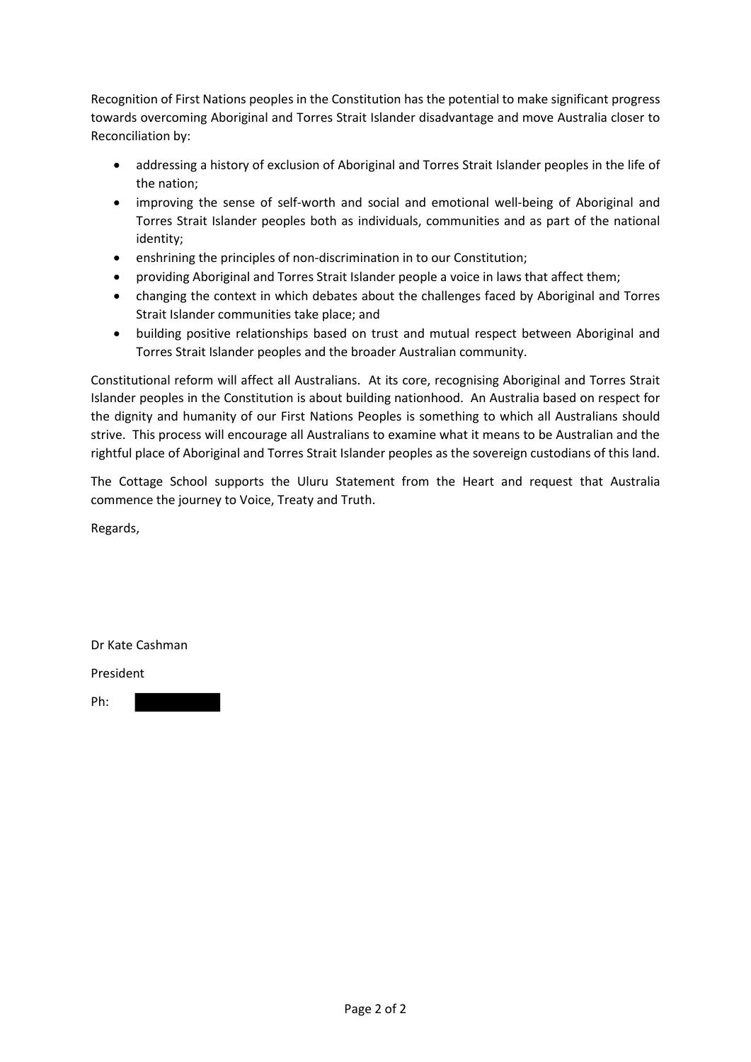Recognition of First Nations peoples in the Constitution has the potential to make significant progress towards overcoming Aboriginal and Torres Strait Islander disadvantage and move Australia closer to Reconciliation by:

- addressing a history of exclusion of Aboriginal and Torres Strait Islander peoples in the life of the nation;
- improving the sense of self-worth and social and emotional well-being of Aboriginal and Torres Strait Islander peoples both as individuals, communities and as part of the national identity;
- enshrining the principles of non-discrimination in to our Constitution;
- providing Aboriginal and Torres Strait Islander people a voice in laws that affect them;
- changing the context in which debates about the challenges faced by Aboriginal and Torres Strait Islander communities take place; and
- building positive relationships based on trust and mutual respect between Aboriginal and Torres Strait Islander peoples and the broader Australian community.

Constitutional reform will affect all Australians. At its core, recognising Aboriginal and Torres Strait Islander peoples in the Constitution is about building nationhood. An Australia based on respect for the dignity and humanity of our First Nations Peoples is something to which all Australians should strive. This process will encourage all Australians to examine what it means to be Australian and the rightful place of Aboriginal and Torres Strait Islander peoples as the sovereign custodians of this land.

The Cottage School supports the Uluru Statement from the Heart and request that Australia commence the journey to Voice, Treaty and Truth.

Regards,

Dr Kate Cashman

President

Ph: